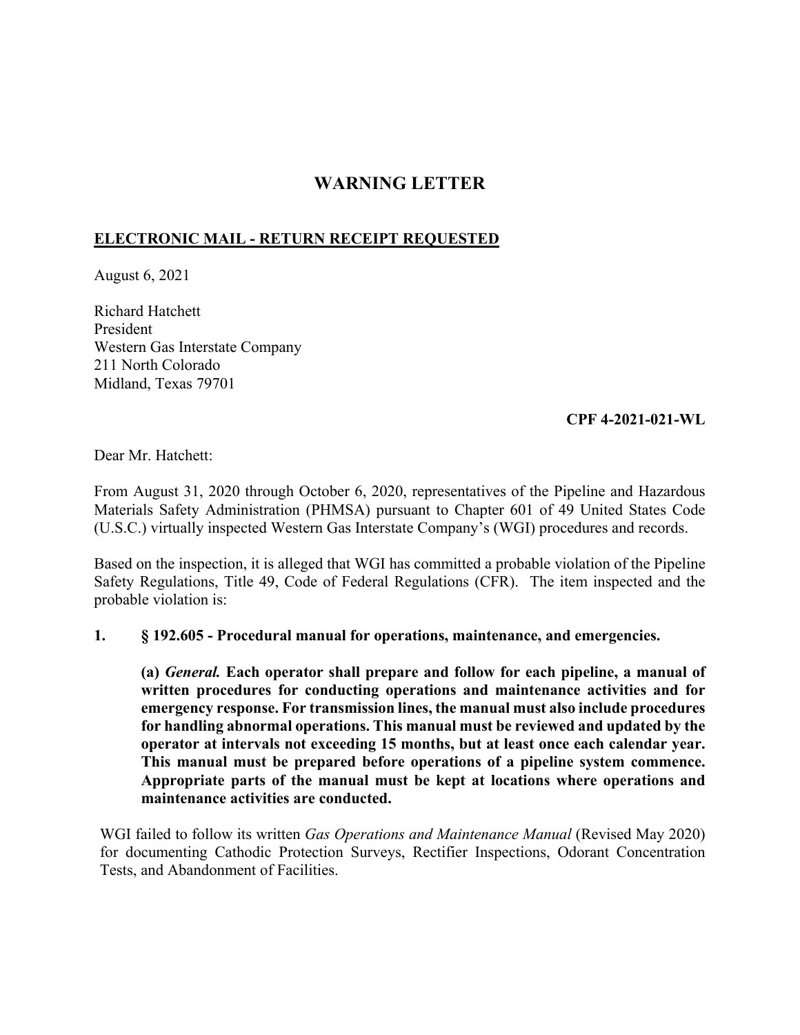# WARNING LETTER

**ELECTRONIC MAIL - RETURN RECEIPT REQUESTED**

August 6, 2021

Richard Hatchett
President
Western Gas Interstate Company
211 North Colorado
Midland, Texas 79701

**CPF 4-2021-021-WL**

Dear Mr. Hatchett:

From August 31, 2020 through October 6, 2020, representatives of the Pipeline and Hazardous Materials Safety Administration (PHMSA) pursuant to Chapter 601 of 49 United States Code (U.S.C.) virtually inspected Western Gas Interstate Company's (WGI) procedures and records.

Based on the inspection, it is alleged that WGI has committed a probable violation of the Pipeline Safety Regulations, Title 49, Code of Federal Regulations (CFR). The item inspected and the probable violation is:

**1. § 192.605 - Procedural manual for operations, maintenance, and emergencies.**

**(a) *General.* Each operator shall prepare and follow for each pipeline, a manual of written procedures for conducting operations and maintenance activities and for emergency response. For transmission lines, the manual must also include procedures for handling abnormal operations. This manual must be reviewed and updated by the operator at intervals not exceeding 15 months, but at least once each calendar year. This manual must be prepared before operations of a pipeline system commence. Appropriate parts of the manual must be kept at locations where operations and maintenance activities are conducted.**

WGI failed to follow its written *Gas Operations and Maintenance Manual* (Revised May 2020) for documenting Cathodic Protection Surveys, Rectifier Inspections, Odorant Concentration Tests, and Abandonment of Facilities.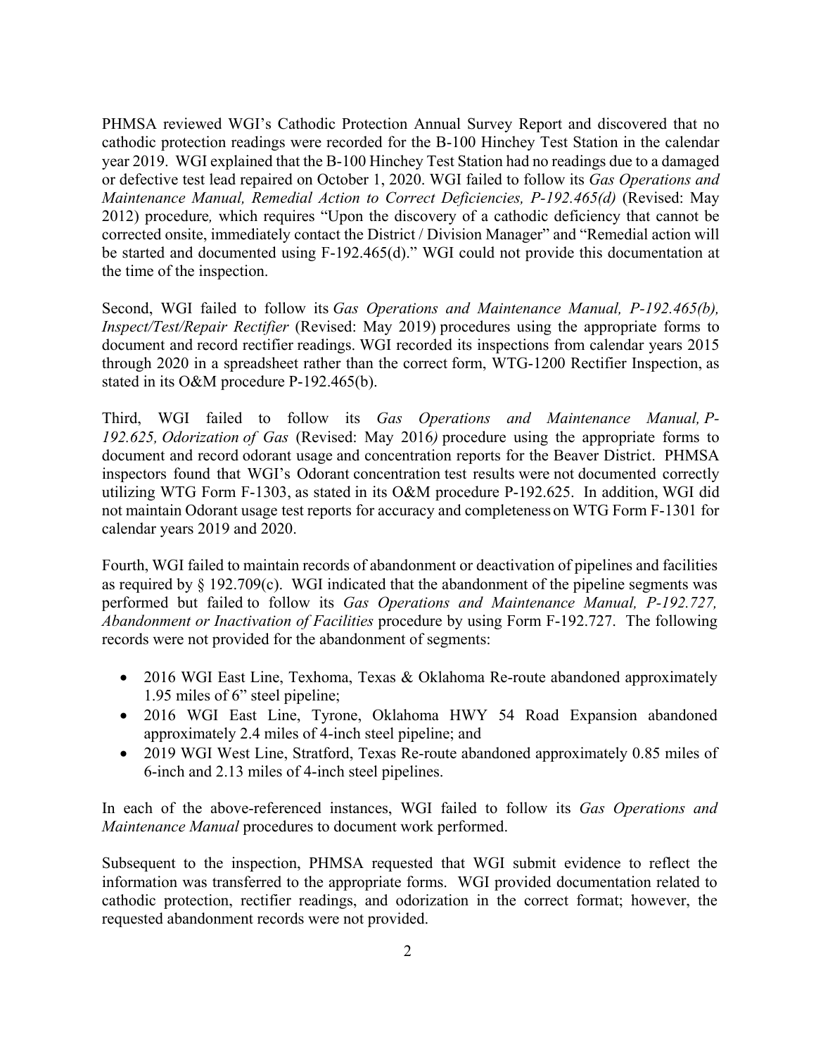PHMSA reviewed WGI's Cathodic Protection Annual Survey Report and discovered that no cathodic protection readings were recorded for the B-100 Hinchey Test Station in the calendar year 2019. WGI explained that the B-100 Hinchey Test Station had no readings due to a damaged or defective test lead repaired on October 1, 2020. WGI failed to follow its *Gas Operations and Maintenance Manual, Remedial Action to Correct Deficiencies, P-192.465(d)* (Revised: May 2012) procedure*,* which requires "Upon the discovery of a cathodic deficiency that cannot be corrected onsite, immediately contact the District / Division Manager" and "Remedial action will be started and documented using F-192.465(d)." WGI could not provide this documentation at the time of the inspection.

Second, WGI failed to follow its *Gas Operations and Maintenance Manual, P-192.465(b), Inspect/Test/Repair Rectifier* (Revised: May 2019) procedures using the appropriate forms to document and record rectifier readings. WGI recorded its inspections from calendar years 2015 through 2020 in a spreadsheet rather than the correct form, WTG-1200 Rectifier Inspection, as stated in its O&M procedure P-192.465(b).

Third, WGI failed to follow its *Gas Operations and Maintenance Manual, P-192.625, Odorization of Gas* (Revised: May 2016*)* procedure using the appropriate forms to document and record odorant usage and concentration reports for the Beaver District. PHMSA inspectors found that WGI's Odorant concentration test results were not documented correctly utilizing WTG Form F-1303, as stated in its O&M procedure P-192.625. In addition, WGI did not maintain Odorant usage test reports for accuracy and completeness on WTG Form F-1301 for calendar years 2019 and 2020.

Fourth, WGI failed to maintain records of abandonment or deactivation of pipelines and facilities as required by § 192.709(c). WGI indicated that the abandonment of the pipeline segments was performed but failed to follow its *Gas Operations and Maintenance Manual, P-192.727, Abandonment or Inactivation of Facilities* procedure by using Form F-192.727. The following records were not provided for the abandonment of segments:

- 2016 WGI East Line, Texhoma, Texas & Oklahoma Re-route abandoned approximately 1.95 miles of 6" steel pipeline;
- 2016 WGI East Line, Tyrone, Oklahoma HWY 54 Road Expansion abandoned approximately 2.4 miles of 4-inch steel pipeline; and
- 2019 WGI West Line, Stratford, Texas Re-route abandoned approximately 0.85 miles of 6-inch and 2.13 miles of 4-inch steel pipelines.

In each of the above-referenced instances, WGI failed to follow its *Gas Operations and Maintenance Manual* procedures to document work performed.

Subsequent to the inspection, PHMSA requested that WGI submit evidence to reflect the information was transferred to the appropriate forms. WGI provided documentation related to cathodic protection, rectifier readings, and odorization in the correct format; however, the requested abandonment records were not provided.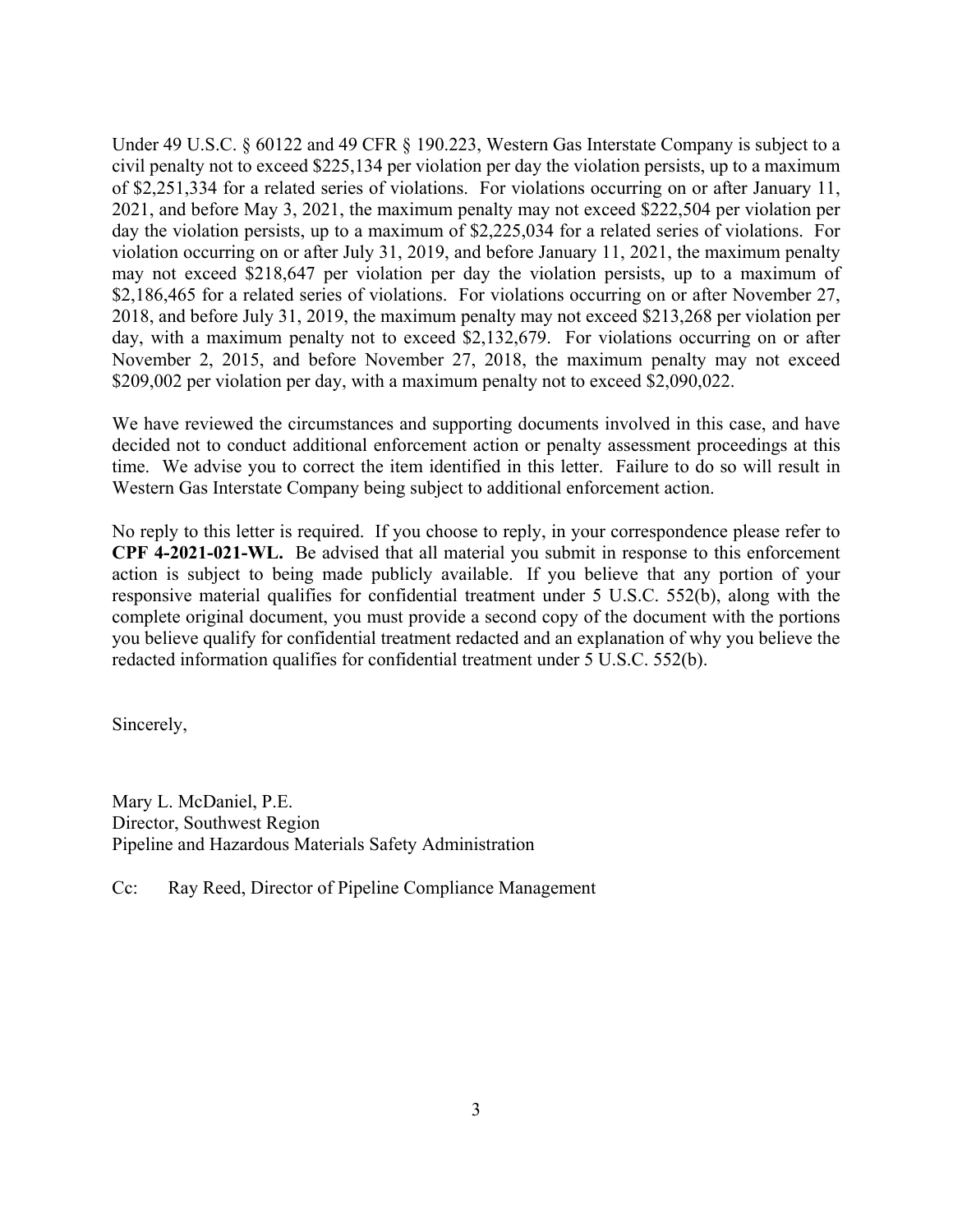Under 49 U.S.C. § 60122 and 49 CFR § 190.223, Western Gas Interstate Company is subject to a civil penalty not to exceed $225,134 per violation per day the violation persists, up to a maximum of $2,251,334 for a related series of violations. For violations occurring on or after January 11, 2021, and before May 3, 2021, the maximum penalty may not exceed $222,504 per violation per day the violation persists, up to a maximum of $2,225,034 for a related series of violations. For violation occurring on or after July 31, 2019, and before January 11, 2021, the maximum penalty may not exceed $218,647 per violation per day the violation persists, up to a maximum of $2,186,465 for a related series of violations. For violations occurring on or after November 27, 2018, and before July 31, 2019, the maximum penalty may not exceed $213,268 per violation per day, with a maximum penalty not to exceed $2,132,679. For violations occurring on or after November 2, 2015, and before November 27, 2018, the maximum penalty may not exceed $209,002 per violation per day, with a maximum penalty not to exceed $2,090,022.

We have reviewed the circumstances and supporting documents involved in this case, and have decided not to conduct additional enforcement action or penalty assessment proceedings at this time. We advise you to correct the item identified in this letter. Failure to do so will result in Western Gas Interstate Company being subject to additional enforcement action.

No reply to this letter is required. If you choose to reply, in your correspondence please refer to **CPF 4-2021-021-WL.** Be advised that all material you submit in response to this enforcement action is subject to being made publicly available. If you believe that any portion of your responsive material qualifies for confidential treatment under 5 U.S.C. 552(b), along with the complete original document, you must provide a second copy of the document with the portions you believe qualify for confidential treatment redacted and an explanation of why you believe the redacted information qualifies for confidential treatment under 5 U.S.C. 552(b).

Sincerely,

Mary L. McDaniel, P.E.
Director, Southwest Region
Pipeline and Hazardous Materials Safety Administration

Cc: Ray Reed, Director of Pipeline Compliance Management